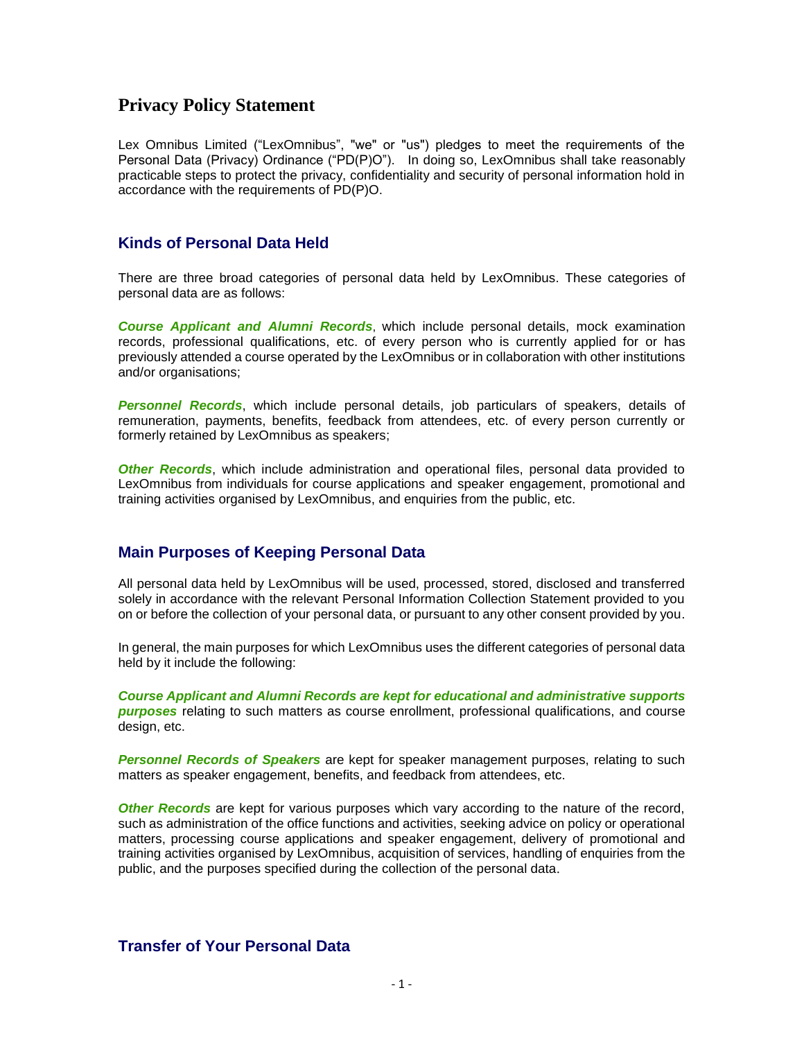# Privacy Policy Statement

Lex Omnibus Limited ("LexOmnibus", "we" or "us") pledges to meet the requirements of the Personal Data (Privacy) Ordinance ("PD(P)O"). In doing so, LexOmnibus shall take reasonably practicable steps to protect the privacy, confidentiality and security of personal information hold in accordance with the requirements of PD(P)O.

## Kinds of Personal Data Held

There are three broad categories of personal data held by LexOmnibus. These categories of personal data are as follows:

***Course Applicant and Alumni Records***, which include personal details, mock examination records, professional qualifications, etc. of every person who is currently applied for or has previously attended a course operated by the LexOmnibus or in collaboration with other institutions and/or organisations;

***Personnel Records***, which include personal details, job particulars of speakers, details of remuneration, payments, benefits, feedback from attendees, etc. of every person currently or formerly retained by LexOmnibus as speakers;

***Other Records***, which include administration and operational files, personal data provided to LexOmnibus from individuals for course applications and speaker engagement, promotional and training activities organised by LexOmnibus, and enquiries from the public, etc.

## Main Purposes of Keeping Personal Data

All personal data held by LexOmnibus will be used, processed, stored, disclosed and transferred solely in accordance with the relevant Personal Information Collection Statement provided to you on or before the collection of your personal data, or pursuant to any other consent provided by you.

In general, the main purposes for which LexOmnibus uses the different categories of personal data held by it include the following:

***Course Applicant and Alumni Records are kept for educational and administrative supports purposes*** relating to such matters as course enrollment, professional qualifications, and course design, etc.

***Personnel Records of Speakers*** are kept for speaker management purposes, relating to such matters as speaker engagement, benefits, and feedback from attendees, etc.

***Other Records*** are kept for various purposes which vary according to the nature of the record, such as administration of the office functions and activities, seeking advice on policy or operational matters, processing course applications and speaker engagement, delivery of promotional and training activities organised by LexOmnibus, acquisition of services, handling of enquiries from the public, and the purposes specified during the collection of the personal data.

## Transfer of Your Personal Data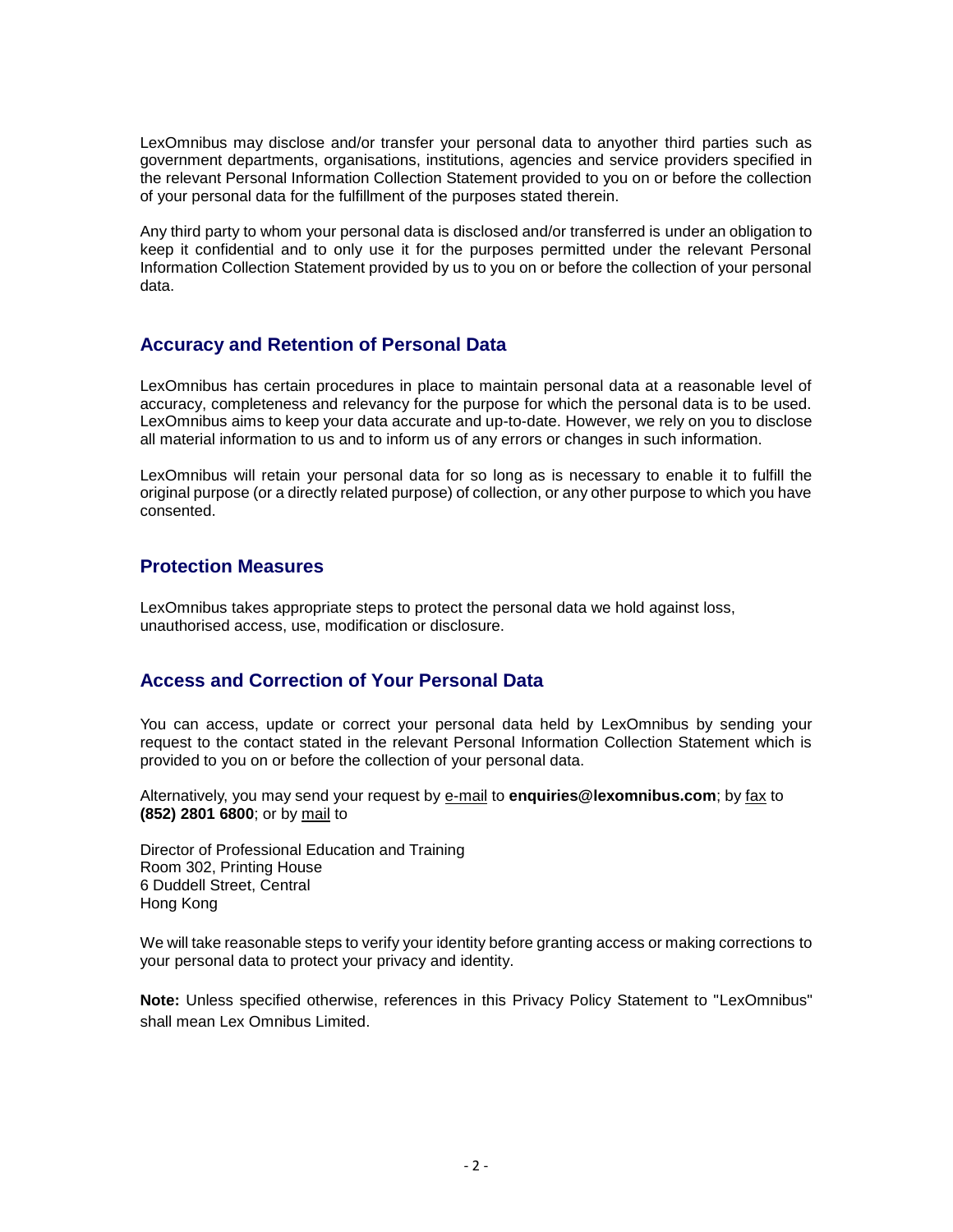LexOmnibus may disclose and/or transfer your personal data to anyother third parties such as government departments, organisations, institutions, agencies and service providers specified in the relevant Personal Information Collection Statement provided to you on or before the collection of your personal data for the fulfillment of the purposes stated therein.

Any third party to whom your personal data is disclosed and/or transferred is under an obligation to keep it confidential and to only use it for the purposes permitted under the relevant Personal Information Collection Statement provided by us to you on or before the collection of your personal data.

## Accuracy and Retention of Personal Data

LexOmnibus has certain procedures in place to maintain personal data at a reasonable level of accuracy, completeness and relevancy for the purpose for which the personal data is to be used. LexOmnibus aims to keep your data accurate and up-to-date. However, we rely on you to disclose all material information to us and to inform us of any errors or changes in such information.

LexOmnibus will retain your personal data for so long as is necessary to enable it to fulfill the original purpose (or a directly related purpose) of collection, or any other purpose to which you have consented.

## Protection Measures

LexOmnibus takes appropriate steps to protect the personal data we hold against loss, unauthorised access, use, modification or disclosure.

## Access and Correction of Your Personal Data

You can access, update or correct your personal data held by LexOmnibus by sending your request to the contact stated in the relevant Personal Information Collection Statement which is provided to you on or before the collection of your personal data.

Alternatively, you may send your request by e-mail to **enquiries@lexomnibus.com**; by fax to **(852) 2801 6800**; or by mail to

Director of Professional Education and Training
Room 302, Printing House
6 Duddell Street, Central
Hong Kong

We will take reasonable steps to verify your identity before granting access or making corrections to your personal data to protect your privacy and identity.

**Note:** Unless specified otherwise, references in this Privacy Policy Statement to "LexOmnibus" shall mean Lex Omnibus Limited.